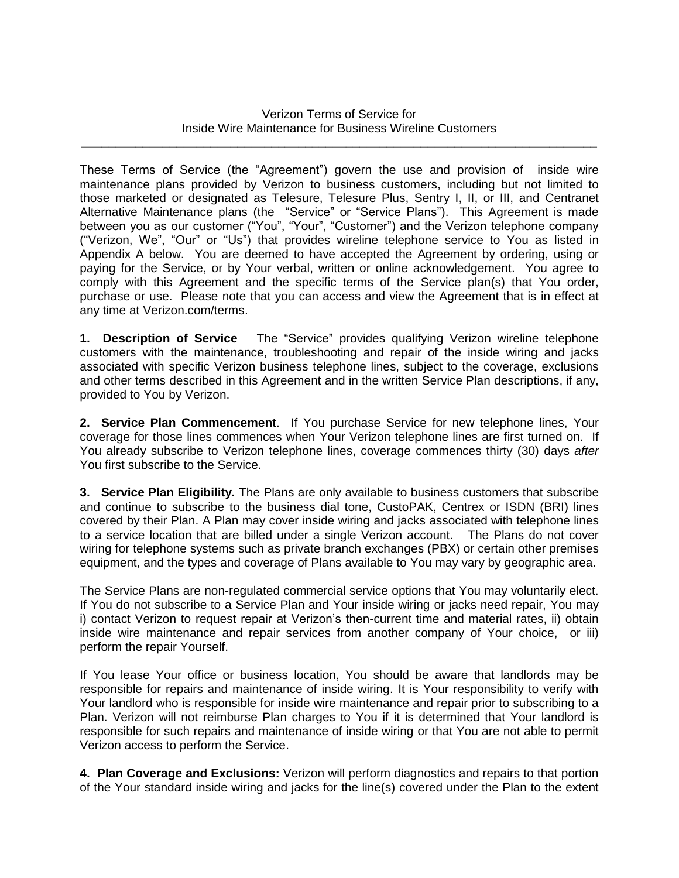Verizon Terms of Service for
Inside Wire Maintenance for Business Wireline Customers

---

These Terms of Service (the "Agreement") govern the use and provision of inside wire maintenance plans provided by Verizon to business customers, including but not limited to those marketed or designated as Telesure, Telesure Plus, Sentry I, II, or III, and Centranet Alternative Maintenance plans (the "Service" or "Service Plans"). This Agreement is made between you as our customer ("You", "Your", "Customer") and the Verizon telephone company ("Verizon, We", "Our" or "Us") that provides wireline telephone service to You as listed in Appendix A below. You are deemed to have accepted the Agreement by ordering, using or paying for the Service, or by Your verbal, written or online acknowledgement. You agree to comply with this Agreement and the specific terms of the Service plan(s) that You order, purchase or use. Please note that you can access and view the Agreement that is in effect at any time at Verizon.com/terms.

**1. Description of Service** The "Service" provides qualifying Verizon wireline telephone customers with the maintenance, troubleshooting and repair of the inside wiring and jacks associated with specific Verizon business telephone lines, subject to the coverage, exclusions and other terms described in this Agreement and in the written Service Plan descriptions, if any, provided to You by Verizon.

**2. Service Plan Commencement**. If You purchase Service for new telephone lines, Your coverage for those lines commences when Your Verizon telephone lines are first turned on. If You already subscribe to Verizon telephone lines, coverage commences thirty (30) days *after* You first subscribe to the Service.

**3. Service Plan Eligibility.** The Plans are only available to business customers that subscribe and continue to subscribe to the business dial tone, CustoPAK, Centrex or ISDN (BRI) lines covered by their Plan. A Plan may cover inside wiring and jacks associated with telephone lines to a service location that are billed under a single Verizon account. The Plans do not cover wiring for telephone systems such as private branch exchanges (PBX) or certain other premises equipment, and the types and coverage of Plans available to You may vary by geographic area.

The Service Plans are non-regulated commercial service options that You may voluntarily elect. If You do not subscribe to a Service Plan and Your inside wiring or jacks need repair, You may i) contact Verizon to request repair at Verizon's then-current time and material rates, ii) obtain inside wire maintenance and repair services from another company of Your choice, or iii) perform the repair Yourself.

If You lease Your office or business location, You should be aware that landlords may be responsible for repairs and maintenance of inside wiring. It is Your responsibility to verify with Your landlord who is responsible for inside wire maintenance and repair prior to subscribing to a Plan. Verizon will not reimburse Plan charges to You if it is determined that Your landlord is responsible for such repairs and maintenance of inside wiring or that You are not able to permit Verizon access to perform the Service.

**4. Plan Coverage and Exclusions:** Verizon will perform diagnostics and repairs to that portion of the Your standard inside wiring and jacks for the line(s) covered under the Plan to the extent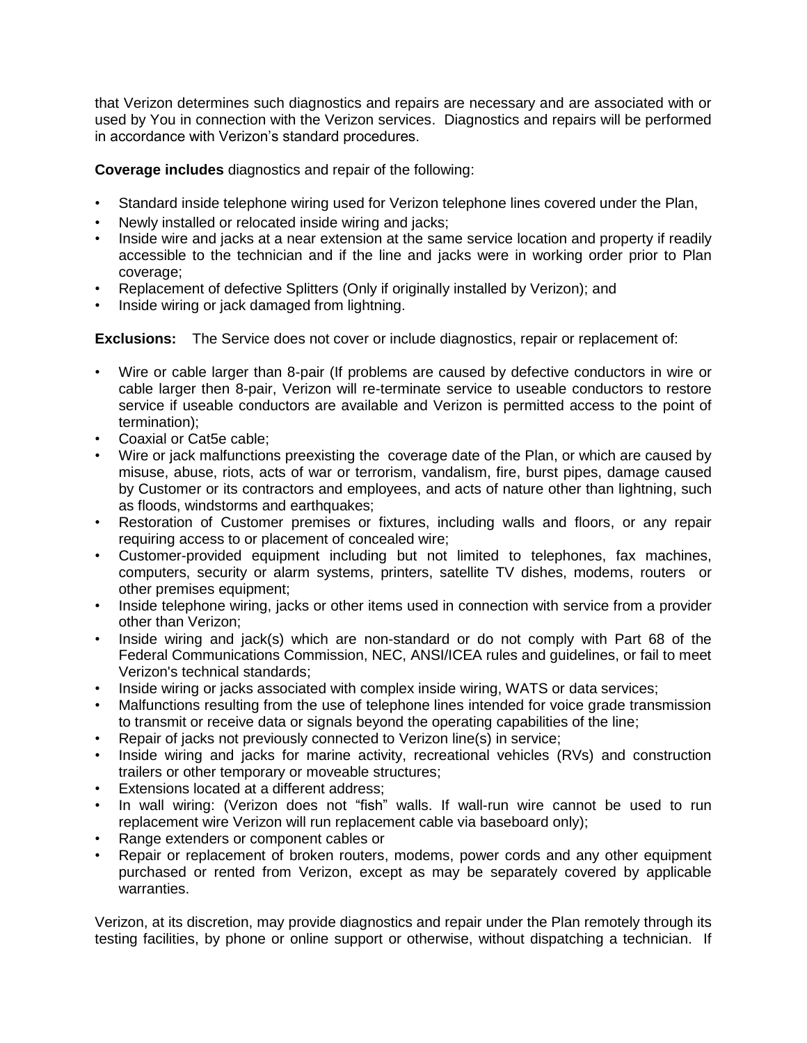that Verizon determines such diagnostics and repairs are necessary and are associated with or used by You in connection with the Verizon services. Diagnostics and repairs will be performed in accordance with Verizon's standard procedures.

**Coverage includes** diagnostics and repair of the following:

- Standard inside telephone wiring used for Verizon telephone lines covered under the Plan,
- Newly installed or relocated inside wiring and jacks;
- Inside wire and jacks at a near extension at the same service location and property if readily accessible to the technician and if the line and jacks were in working order prior to Plan coverage;
- Replacement of defective Splitters (Only if originally installed by Verizon); and
- Inside wiring or jack damaged from lightning.

**Exclusions:** The Service does not cover or include diagnostics, repair or replacement of:

- Wire or cable larger than 8-pair (If problems are caused by defective conductors in wire or cable larger then 8-pair, Verizon will re-terminate service to useable conductors to restore service if useable conductors are available and Verizon is permitted access to the point of termination);
- Coaxial or Cat5e cable;
- Wire or jack malfunctions preexisting the coverage date of the Plan, or which are caused by misuse, abuse, riots, acts of war or terrorism, vandalism, fire, burst pipes, damage caused by Customer or its contractors and employees, and acts of nature other than lightning, such as floods, windstorms and earthquakes;
- Restoration of Customer premises or fixtures, including walls and floors, or any repair requiring access to or placement of concealed wire;
- Customer-provided equipment including but not limited to telephones, fax machines, computers, security or alarm systems, printers, satellite TV dishes, modems, routers or other premises equipment;
- Inside telephone wiring, jacks or other items used in connection with service from a provider other than Verizon;
- Inside wiring and jack(s) which are non-standard or do not comply with Part 68 of the Federal Communications Commission, NEC, ANSI/ICEA rules and guidelines, or fail to meet Verizon's technical standards;
- Inside wiring or jacks associated with complex inside wiring, WATS or data services;
- Malfunctions resulting from the use of telephone lines intended for voice grade transmission to transmit or receive data or signals beyond the operating capabilities of the line;
- Repair of jacks not previously connected to Verizon line(s) in service;
- Inside wiring and jacks for marine activity, recreational vehicles (RVs) and construction trailers or other temporary or moveable structures;
- Extensions located at a different address;
- In wall wiring: (Verizon does not "fish" walls. If wall-run wire cannot be used to run replacement wire Verizon will run replacement cable via baseboard only);
- Range extenders or component cables or
- Repair or replacement of broken routers, modems, power cords and any other equipment purchased or rented from Verizon, except as may be separately covered by applicable warranties.

Verizon, at its discretion, may provide diagnostics and repair under the Plan remotely through its testing facilities, by phone or online support or otherwise, without dispatching a technician. If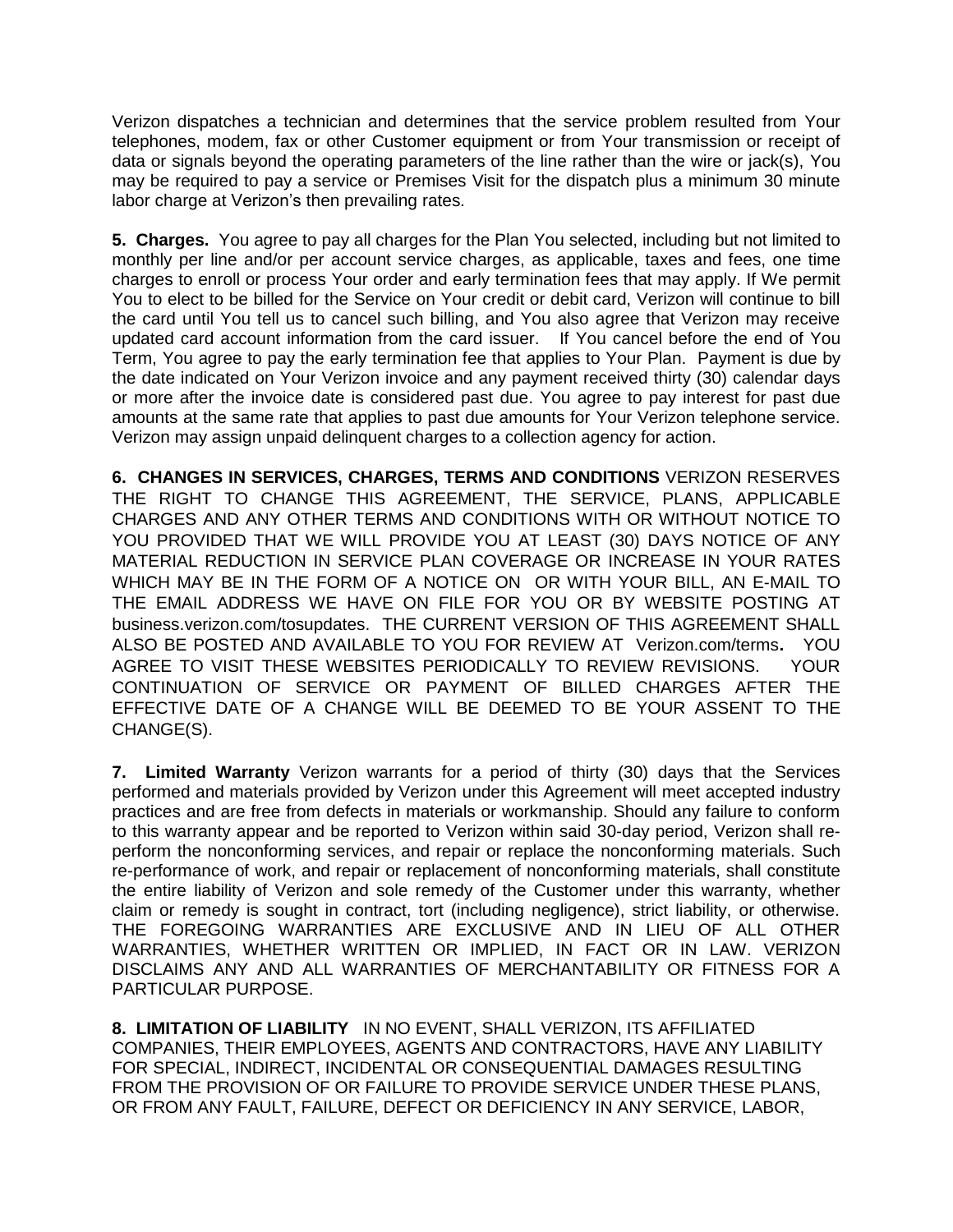Verizon dispatches a technician and determines that the service problem resulted from Your telephones, modem, fax or other Customer equipment or from Your transmission or receipt of data or signals beyond the operating parameters of the line rather than the wire or jack(s), You may be required to pay a service or Premises Visit for the dispatch plus a minimum 30 minute labor charge at Verizon's then prevailing rates.

**5. Charges.** You agree to pay all charges for the Plan You selected, including but not limited to monthly per line and/or per account service charges, as applicable, taxes and fees, one time charges to enroll or process Your order and early termination fees that may apply. If We permit You to elect to be billed for the Service on Your credit or debit card, Verizon will continue to bill the card until You tell us to cancel such billing, and You also agree that Verizon may receive updated card account information from the card issuer. If You cancel before the end of You Term, You agree to pay the early termination fee that applies to Your Plan. Payment is due by the date indicated on Your Verizon invoice and any payment received thirty (30) calendar days or more after the invoice date is considered past due. You agree to pay interest for past due amounts at the same rate that applies to past due amounts for Your Verizon telephone service. Verizon may assign unpaid delinquent charges to a collection agency for action.

**6. CHANGES IN SERVICES, CHARGES, TERMS AND CONDITIONS** VERIZON RESERVES THE RIGHT TO CHANGE THIS AGREEMENT, THE SERVICE, PLANS, APPLICABLE CHARGES AND ANY OTHER TERMS AND CONDITIONS WITH OR WITHOUT NOTICE TO YOU PROVIDED THAT WE WILL PROVIDE YOU AT LEAST (30) DAYS NOTICE OF ANY MATERIAL REDUCTION IN SERVICE PLAN COVERAGE OR INCREASE IN YOUR RATES WHICH MAY BE IN THE FORM OF A NOTICE ON OR WITH YOUR BILL, AN E-MAIL TO THE EMAIL ADDRESS WE HAVE ON FILE FOR YOU OR BY WEBSITE POSTING AT business.verizon.com/tosupdates. THE CURRENT VERSION OF THIS AGREEMENT SHALL ALSO BE POSTED AND AVAILABLE TO YOU FOR REVIEW AT Verizon.com/terms**.** YOU AGREE TO VISIT THESE WEBSITES PERIODICALLY TO REVIEW REVISIONS. YOUR CONTINUATION OF SERVICE OR PAYMENT OF BILLED CHARGES AFTER THE EFFECTIVE DATE OF A CHANGE WILL BE DEEMED TO BE YOUR ASSENT TO THE CHANGE(S).

**7. Limited Warranty** Verizon warrants for a period of thirty (30) days that the Services performed and materials provided by Verizon under this Agreement will meet accepted industry practices and are free from defects in materials or workmanship. Should any failure to conform to this warranty appear and be reported to Verizon within said 30-day period, Verizon shall re-perform the nonconforming services, and repair or replace the nonconforming materials. Such re-performance of work, and repair or replacement of nonconforming materials, shall constitute the entire liability of Verizon and sole remedy of the Customer under this warranty, whether claim or remedy is sought in contract, tort (including negligence), strict liability, or otherwise. THE FOREGOING WARRANTIES ARE EXCLUSIVE AND IN LIEU OF ALL OTHER WARRANTIES, WHETHER WRITTEN OR IMPLIED, IN FACT OR IN LAW. VERIZON DISCLAIMS ANY AND ALL WARRANTIES OF MERCHANTABILITY OR FITNESS FOR A PARTICULAR PURPOSE.

**8. LIMITATION OF LIABILITY** IN NO EVENT, SHALL VERIZON, ITS AFFILIATED COMPANIES, THEIR EMPLOYEES, AGENTS AND CONTRACTORS, HAVE ANY LIABILITY FOR SPECIAL, INDIRECT, INCIDENTAL OR CONSEQUENTIAL DAMAGES RESULTING FROM THE PROVISION OF OR FAILURE TO PROVIDE SERVICE UNDER THESE PLANS, OR FROM ANY FAULT, FAILURE, DEFECT OR DEFICIENCY IN ANY SERVICE, LABOR,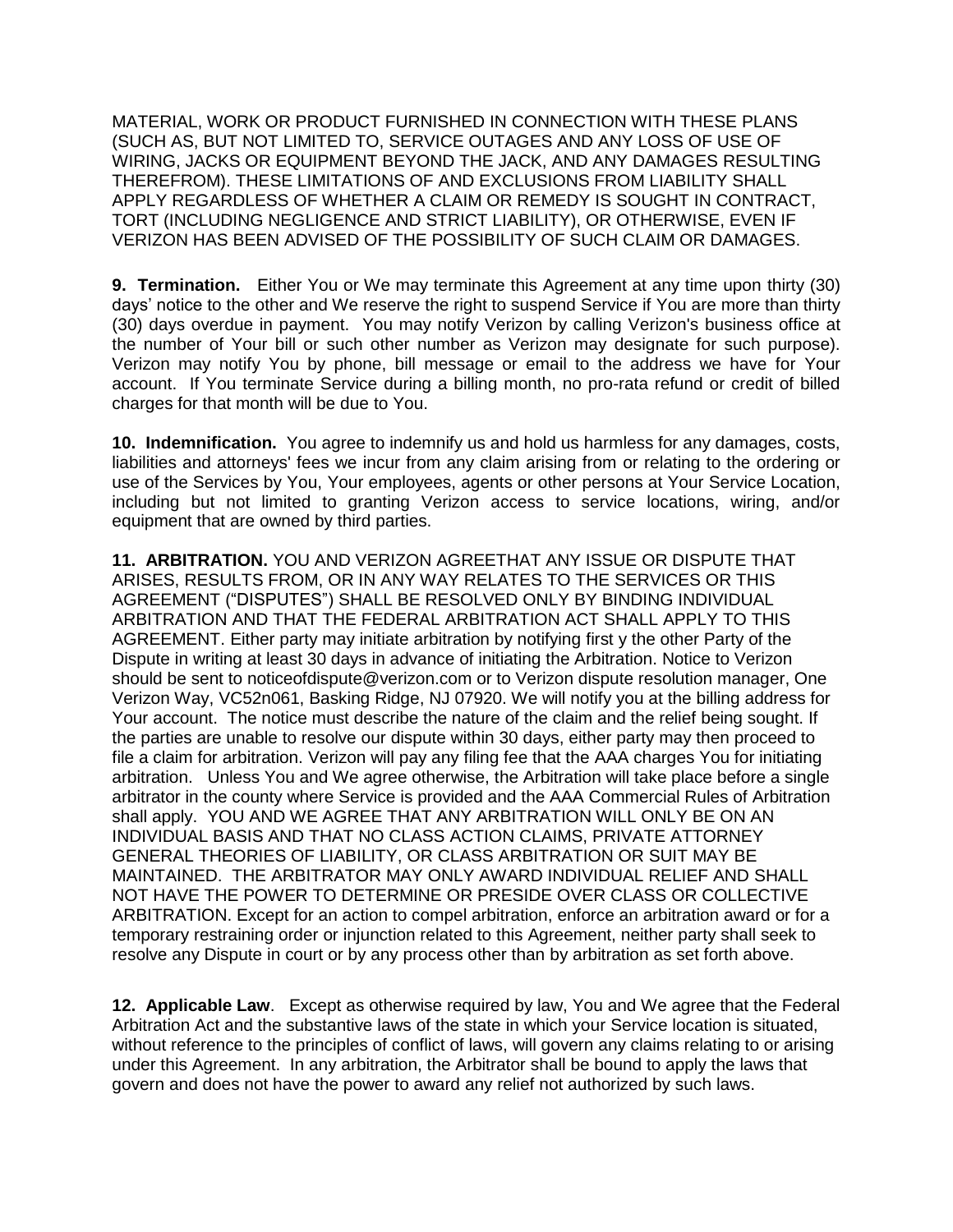MATERIAL, WORK OR PRODUCT FURNISHED IN CONNECTION WITH THESE PLANS (SUCH AS, BUT NOT LIMITED TO, SERVICE OUTAGES AND ANY LOSS OF USE OF WIRING, JACKS OR EQUIPMENT BEYOND THE JACK, AND ANY DAMAGES RESULTING THEREFROM). THESE LIMITATIONS OF AND EXCLUSIONS FROM LIABILITY SHALL APPLY REGARDLESS OF WHETHER A CLAIM OR REMEDY IS SOUGHT IN CONTRACT, TORT (INCLUDING NEGLIGENCE AND STRICT LIABILITY), OR OTHERWISE, EVEN IF VERIZON HAS BEEN ADVISED OF THE POSSIBILITY OF SUCH CLAIM OR DAMAGES.

**9. Termination.** Either You or We may terminate this Agreement at any time upon thirty (30) days' notice to the other and We reserve the right to suspend Service if You are more than thirty (30) days overdue in payment. You may notify Verizon by calling Verizon's business office at the number of Your bill or such other number as Verizon may designate for such purpose). Verizon may notify You by phone, bill message or email to the address we have for Your account. If You terminate Service during a billing month, no pro-rata refund or credit of billed charges for that month will be due to You.

**10. Indemnification.** You agree to indemnify us and hold us harmless for any damages, costs, liabilities and attorneys' fees we incur from any claim arising from or relating to the ordering or use of the Services by You, Your employees, agents or other persons at Your Service Location, including but not limited to granting Verizon access to service locations, wiring, and/or equipment that are owned by third parties.

**11. ARBITRATION.** YOU AND VERIZON AGREETHAT ANY ISSUE OR DISPUTE THAT ARISES, RESULTS FROM, OR IN ANY WAY RELATES TO THE SERVICES OR THIS AGREEMENT ("DISPUTES") SHALL BE RESOLVED ONLY BY BINDING INDIVIDUAL ARBITRATION AND THAT THE FEDERAL ARBITRATION ACT SHALL APPLY TO THIS AGREEMENT. Either party may initiate arbitration by notifying first y the other Party of the Dispute in writing at least 30 days in advance of initiating the Arbitration. Notice to Verizon should be sent to noticeofdispute@verizon.com or to Verizon dispute resolution manager, One Verizon Way, VC52n061, Basking Ridge, NJ 07920. We will notify you at the billing address for Your account. The notice must describe the nature of the claim and the relief being sought. If the parties are unable to resolve our dispute within 30 days, either party may then proceed to file a claim for arbitration. Verizon will pay any filing fee that the AAA charges You for initiating arbitration. Unless You and We agree otherwise, the Arbitration will take place before a single arbitrator in the county where Service is provided and the AAA Commercial Rules of Arbitration shall apply. YOU AND WE AGREE THAT ANY ARBITRATION WILL ONLY BE ON AN INDIVIDUAL BASIS AND THAT NO CLASS ACTION CLAIMS, PRIVATE ATTORNEY GENERAL THEORIES OF LIABILITY, OR CLASS ARBITRATION OR SUIT MAY BE MAINTAINED. THE ARBITRATOR MAY ONLY AWARD INDIVIDUAL RELIEF AND SHALL NOT HAVE THE POWER TO DETERMINE OR PRESIDE OVER CLASS OR COLLECTIVE ARBITRATION. Except for an action to compel arbitration, enforce an arbitration award or for a temporary restraining order or injunction related to this Agreement, neither party shall seek to resolve any Dispute in court or by any process other than by arbitration as set forth above.

**12. Applicable Law**. Except as otherwise required by law, You and We agree that the Federal Arbitration Act and the substantive laws of the state in which your Service location is situated, without reference to the principles of conflict of laws, will govern any claims relating to or arising under this Agreement. In any arbitration, the Arbitrator shall be bound to apply the laws that govern and does not have the power to award any relief not authorized by such laws.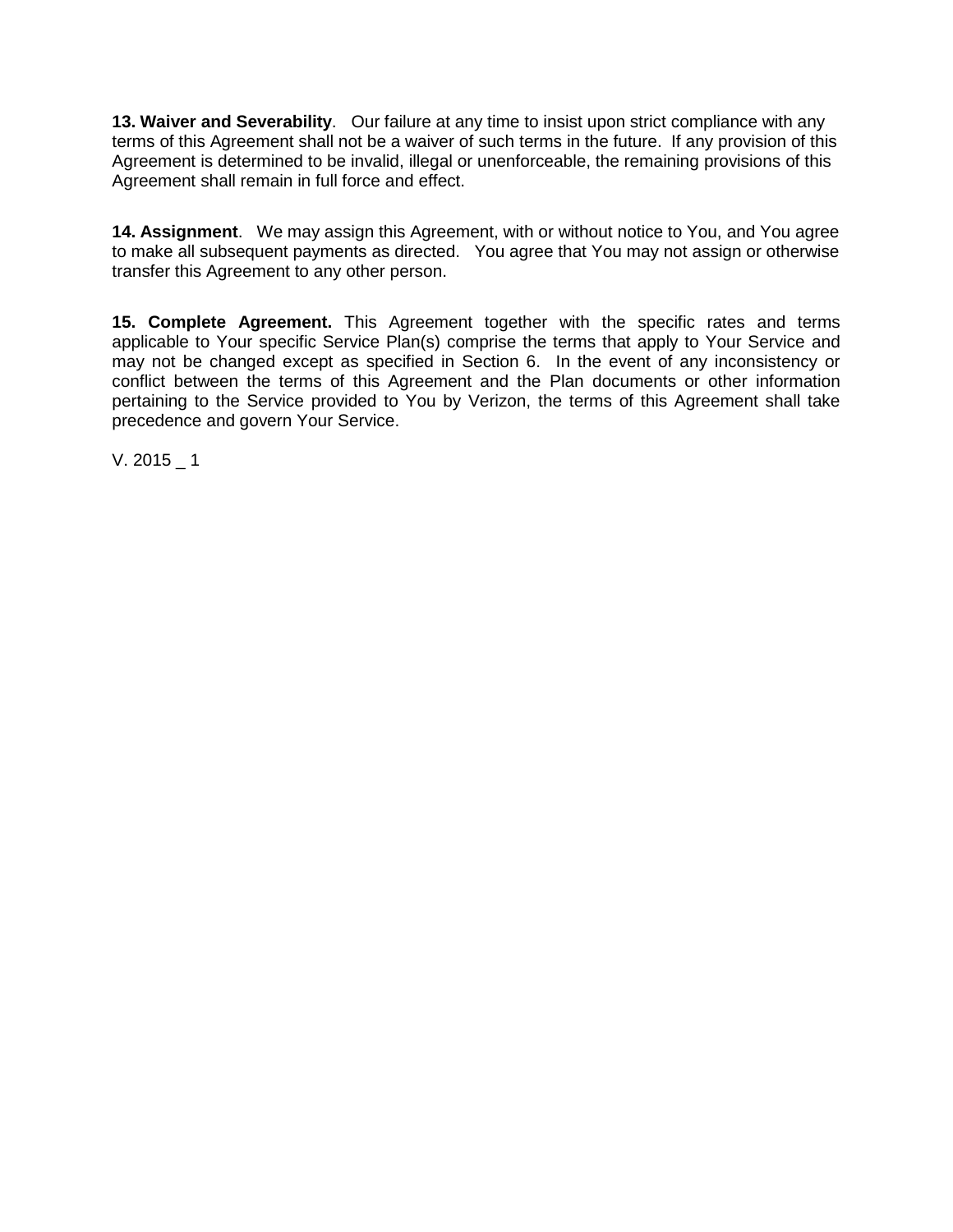**13. Waiver and Severability**. Our failure at any time to insist upon strict compliance with any terms of this Agreement shall not be a waiver of such terms in the future. If any provision of this Agreement is determined to be invalid, illegal or unenforceable, the remaining provisions of this Agreement shall remain in full force and effect.

**14. Assignment**. We may assign this Agreement, with or without notice to You, and You agree to make all subsequent payments as directed. You agree that You may not assign or otherwise transfer this Agreement to any other person.

**15. Complete Agreement.** This Agreement together with the specific rates and terms applicable to Your specific Service Plan(s) comprise the terms that apply to Your Service and may not be changed except as specified in Section 6. In the event of any inconsistency or conflict between the terms of this Agreement and the Plan documents or other information pertaining to the Service provided to You by Verizon, the terms of this Agreement shall take precedence and govern Your Service.

V. 2015 _ 1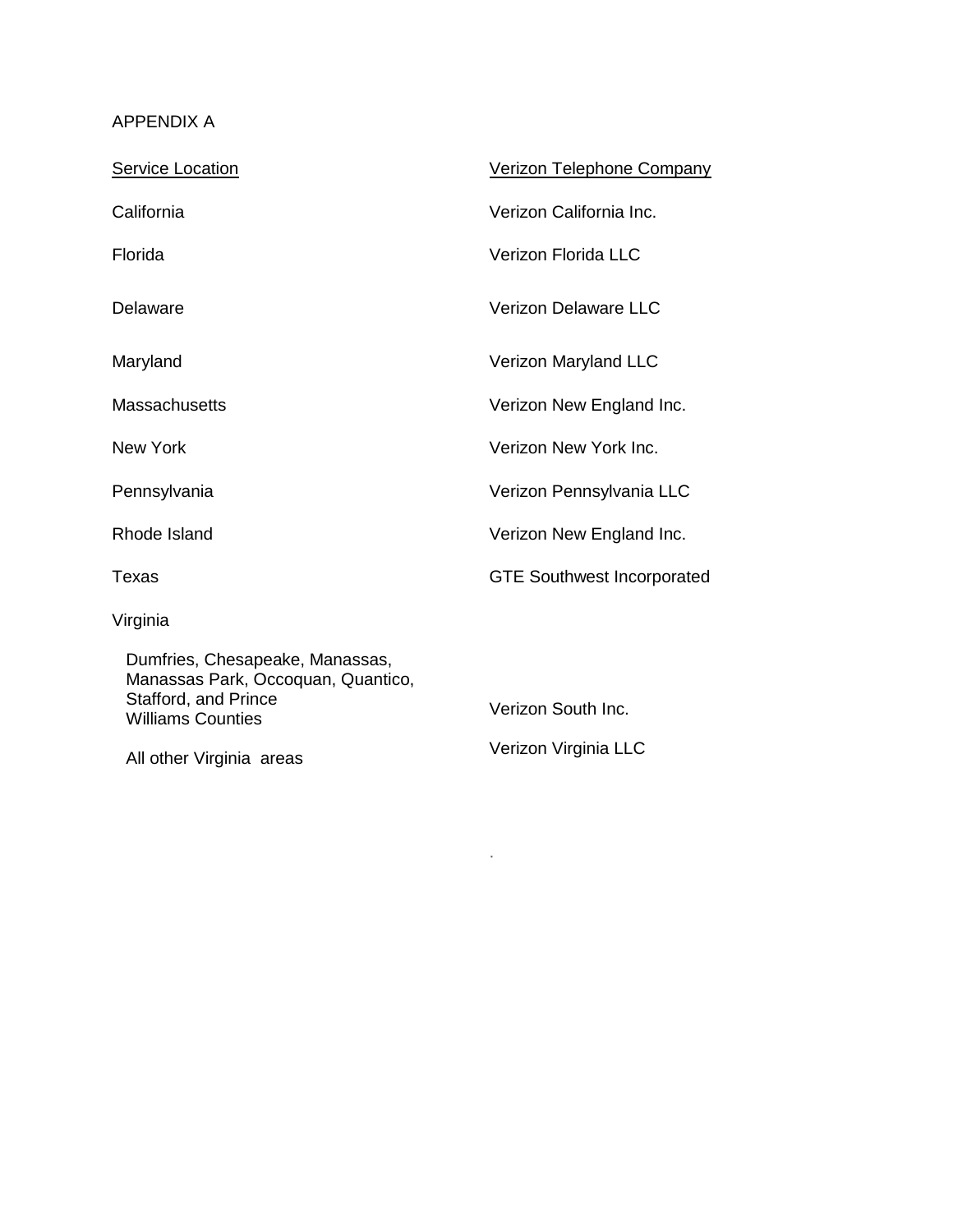APPENDIX A

| Service Location | Verizon Telephone Company |
| --- | --- |
| California | Verizon California Inc. |
| Florida | Verizon Florida LLC |
| Delaware | Verizon Delaware LLC |
| Maryland | Verizon Maryland LLC |
| Massachusetts | Verizon New England Inc. |
| New York | Verizon New York Inc. |
| Pennsylvania | Verizon Pennsylvania LLC |
| Rhode Island | Verizon New England Inc. |
| Texas | GTE Southwest Incorporated |
| Virginia | |
| Dumfries, Chesapeake, Manassas, Manassas Park, Occoquan, Quantico, Stafford, and Prince Williams Counties | Verizon South Inc. |
| All other Virginia areas | Verizon Virginia LLC |